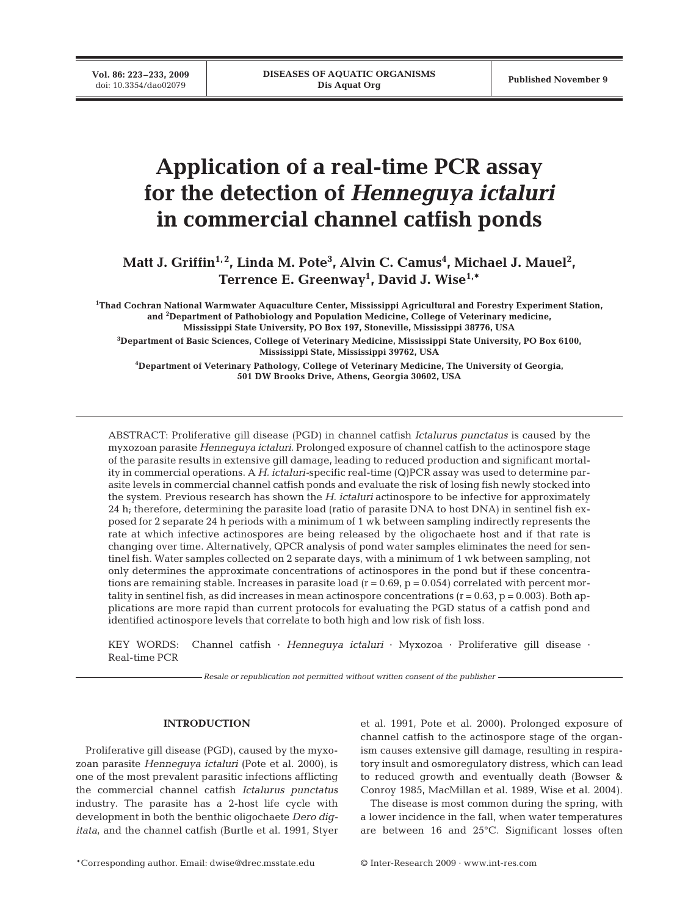# Application of a real-time PCR assay for the detection of *Henneguya ictaluri* in commercial channel catfish ponds

**Matt J. Griffin[1,2], Linda M. Pote[3], Alvin C. Camus[4], Michael J. Mauel[2], Terrence E. Greenway[1], David J. Wise[1,*]**

[1]Thad Cochran National Warmwater Aquaculture Center, Mississippi Agricultural and Forestry Experiment Station, and [2]Department of Pathobiology and Population Medicine, College of Veterinary medicine, Mississippi State University, PO Box 197, Stoneville, Mississippi 38776, USA

[3]Department of Basic Sciences, College of Veterinary Medicine, Mississippi State University, PO Box 6100, Mississippi State, Mississippi 39762, USA

[4]Department of Veterinary Pathology, College of Veterinary Medicine, The University of Georgia, 501 DW Brooks Drive, Athens, Georgia 30602, USA

ABSTRACT: Proliferative gill disease (PGD) in channel catfish *Ictalurus punctatus* is caused by the myxozoan parasite *Henneguya ictaluri.* Prolonged exposure of channel catfish to the actinospore stage of the parasite results in extensive gill damage, leading to reduced production and significant mortality in commercial operations. A *H. ictaluri*-specific real-time (Q)PCR assay was used to determine parasite levels in commercial channel catfish ponds and evaluate the risk of losing fish newly stocked into the system. Previous research has shown the *H. ictaluri* actinospore to be infective for approximately 24 h; therefore, determining the parasite load (ratio of parasite DNA to host DNA) in sentinel fish exposed for 2 separate 24 h periods with a minimum of 1 wk between sampling indirectly represents the rate at which infective actinospores are being released by the oligochaete host and if that rate is changing over time. Alternatively, QPCR analysis of pond water samples eliminates the need for sentinel fish. Water samples collected on 2 separate days, with a minimum of 1 wk between sampling, not only determines the approximate concentrations of actinospores in the pond but if these concentrations are remaining stable. Increases in parasite load ($r = 0.69$, $p = 0.054$) correlated with percent mortality in sentinel fish, as did increases in mean actinospore concentrations ($r = 0.63$, $p = 0.003$). Both applications are more rapid than current protocols for evaluating the PGD status of a catfish pond and identified actinospore levels that correlate to both high and low risk of fish loss.

KEY WORDS: Channel catfish · *Henneguya ictaluri* · Myxozoa · Proliferative gill disease · Real-time PCR

*Resale or republication not permitted without written consent of the publisher*

## INTRODUCTION

Proliferative gill disease (PGD), caused by the myxozoan parasite *Henneguya ictaluri* (Pote et al. 2000), is one of the most prevalent parasitic infections afflicting the commercial channel catfish *Ictalurus punctatus* industry. The parasite has a 2-host life cycle with development in both the benthic oligochaete *Dero digitata*, and the channel catfish (Burtle et al. 1991, Styer et al. 1991, Pote et al. 2000). Prolonged exposure of channel catfish to the actinospore stage of the organism causes extensive gill damage, resulting in respiratory insult and osmoregulatory distress, which can lead to reduced growth and eventually death (Bowser & Conroy 1985, MacMillan et al. 1989, Wise et al. 2004).

The disease is most common during the spring, with a lower incidence in the fall, when water temperatures are between 16 and 25°C. Significant losses often

*Corresponding author. Email: dwise@drec.msstate.edu

© Inter-Research 2009 · www.int-res.com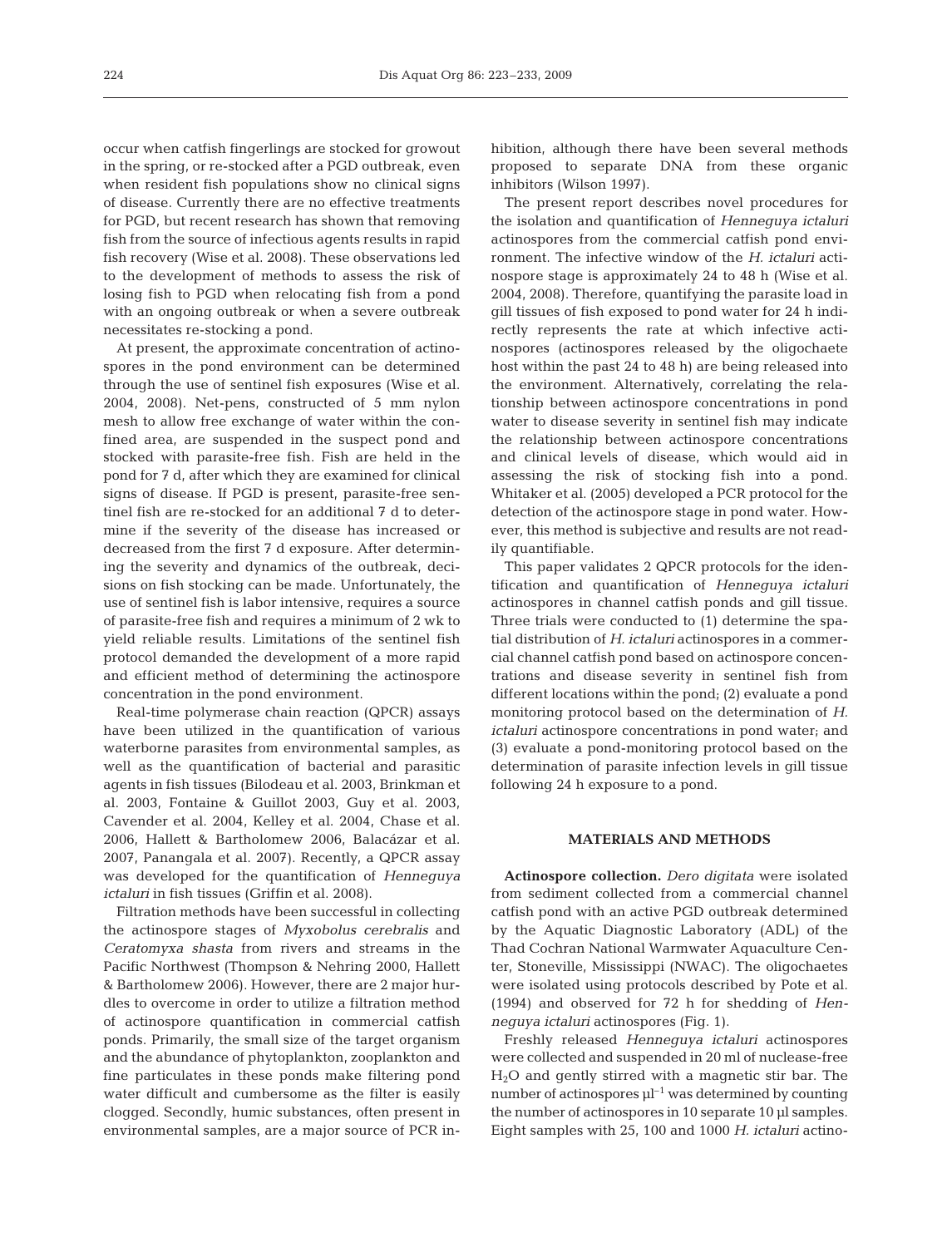occur when catfish fingerlings are stocked for growout in the spring, or re-stocked after a PGD outbreak, even when resident fish populations show no clinical signs of disease. Currently there are no effective treatments for PGD, but recent research has shown that removing fish from the source of infectious agents results in rapid fish recovery (Wise et al. 2008). These observations led to the development of methods to assess the risk of losing fish to PGD when relocating fish from a pond with an ongoing outbreak or when a severe outbreak necessitates re-stocking a pond.

At present, the approximate concentration of actinospores in the pond environment can be determined through the use of sentinel fish exposures (Wise et al. 2004, 2008). Net-pens, constructed of 5 mm nylon mesh to allow free exchange of water within the confined area, are suspended in the suspect pond and stocked with parasite-free fish. Fish are held in the pond for 7 d, after which they are examined for clinical signs of disease. If PGD is present, parasite-free sentinel fish are re-stocked for an additional 7 d to determine if the severity of the disease has increased or decreased from the first 7 d exposure. After determining the severity and dynamics of the outbreak, decisions on fish stocking can be made. Unfortunately, the use of sentinel fish is labor intensive, requires a source of parasite-free fish and requires a minimum of 2 wk to yield reliable results. Limitations of the sentinel fish protocol demanded the development of a more rapid and efficient method of determining the actinospore concentration in the pond environment.

Real-time polymerase chain reaction (QPCR) assays have been utilized in the quantification of various waterborne parasites from environmental samples, as well as the quantification of bacterial and parasitic agents in fish tissues (Bilodeau et al. 2003, Brinkman et al. 2003, Fontaine & Guillot 2003, Guy et al. 2003, Cavender et al. 2004, Kelley et al. 2004, Chase et al. 2006, Hallett & Bartholomew 2006, Balacázar et al. 2007, Panangala et al. 2007). Recently, a QPCR assay was developed for the quantification of *Henneguya ictaluri* in fish tissues (Griffin et al. 2008).

Filtration methods have been successful in collecting the actinospore stages of *Myxobolus cerebralis* and *Ceratomyxa shasta* from rivers and streams in the Pacific Northwest (Thompson & Nehring 2000, Hallett & Bartholomew 2006). However, there are 2 major hurdles to overcome in order to utilize a filtration method of actinospore quantification in commercial catfish ponds. Primarily, the small size of the target organism and the abundance of phytoplankton, zooplankton and fine particulates in these ponds make filtering pond water difficult and cumbersome as the filter is easily clogged. Secondly, humic substances, often present in environmental samples, are a major source of PCR inhibition, although there have been several methods proposed to separate DNA from these organic inhibitors (Wilson 1997).

The present report describes novel procedures for the isolation and quantification of *Henneguya ictaluri* actinospores from the commercial catfish pond environment. The infective window of the *H. ictaluri* actinospore stage is approximately 24 to 48 h (Wise et al. 2004, 2008). Therefore, quantifying the parasite load in gill tissues of fish exposed to pond water for 24 h indirectly represents the rate at which infective actinospores (actinospores released by the oligochaete host within the past 24 to 48 h) are being released into the environment. Alternatively, correlating the relationship between actinospore concentrations in pond water to disease severity in sentinel fish may indicate the relationship between actinospore concentrations and clinical levels of disease, which would aid in assessing the risk of stocking fish into a pond. Whitaker et al. (2005) developed a PCR protocol for the detection of the actinospore stage in pond water. However, this method is subjective and results are not readily quantifiable.

This paper validates 2 QPCR protocols for the identification and quantification of *Henneguya ictaluri* actinospores in channel catfish ponds and gill tissue. Three trials were conducted to (1) determine the spatial distribution of *H. ictaluri* actinospores in a commercial channel catfish pond based on actinospore concentrations and disease severity in sentinel fish from different locations within the pond; (2) evaluate a pond monitoring protocol based on the determination of *H. ictaluri* actinospore concentrations in pond water; and (3) evaluate a pond-monitoring protocol based on the determination of parasite infection levels in gill tissue following 24 h exposure to a pond.

## MATERIALS AND METHODS

**Actinospore collection.** *Dero digitata* were isolated from sediment collected from a commercial channel catfish pond with an active PGD outbreak determined by the Aquatic Diagnostic Laboratory (ADL) of the Thad Cochran National Warmwater Aquaculture Center, Stoneville, Mississippi (NWAC). The oligochaetes were isolated using protocols described by Pote et al. (1994) and observed for 72 h for shedding of *Henneguya ictaluri* actinospores (Fig. 1).

Freshly released *Henneguya ictaluri* actinospores were collected and suspended in 20 ml of nuclease-free $H_2O$ and gently stirred with a magnetic stir bar. The number of actinospores $\mu l^{-1}$ was determined by counting the number of actinospores in 10 separate 10 µl samples. Eight samples with 25, 100 and 1000 *H. ictaluri* actino-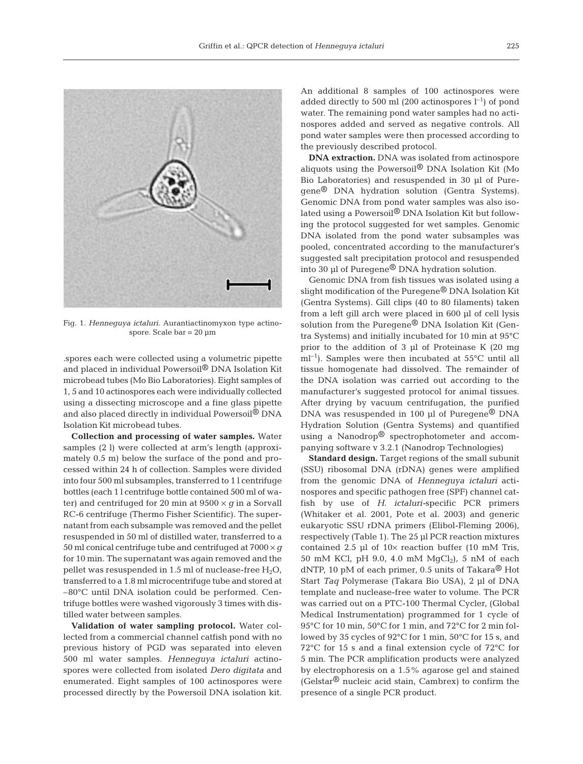Fig. 1. *Henneguya ictaluri*. Aurantiactinomyxon type actinospore. Scale bar = 20 µm

.spores each were collected using a volumetric pipette and placed in individual Powersoil® DNA Isolation Kit microbead tubes (Mo Bio Laboratories). Eight samples of 1, 5 and 10 actinospores each were individually collected using a dissecting microscope and a fine glass pipette and also placed directly in individual Powersoil® DNA Isolation Kit microbead tubes.

**Collection and processing of water samples.** Water samples (2 l) were collected at arm's length (approximately 0.5 m) below the surface of the pond and processed within 24 h of collection. Samples were divided into four 500 ml subsamples, transferred to 1 l centrifuge bottles (each 1 l centrifuge bottle contained 500 ml of water) and centrifuged for 20 min at 9500 × *g* in a Sorvall RC-6 centrifuge (Thermo Fisher Scientific). The supernatant from each subsample was removed and the pellet resuspended in 50 ml of distilled water, transferred to a 50 ml conical centrifuge tube and centrifuged at 7000 × *g* for 10 min. The supernatant was again removed and the pellet was resuspended in 1.5 ml of nuclease-free $H_2O$, transferred to a 1.8 ml microcentrifuge tube and stored at –80°C until DNA isolation could be performed. Centrifuge bottles were washed vigorously 3 times with distilled water between samples.

**Validation of water sampling protocol.** Water collected from a commercial channel catfish pond with no previous history of PGD was separated into eleven 500 ml water samples. *Henneguya ictaluri* actinospores were collected from isolated *Dero digitata* and enumerated. Eight samples of 100 actinospores were processed directly by the Powersoil DNA isolation kit. An additional 8 samples of 100 actinospores were added directly to 500 ml (200 actinospores $l^{-1}$) of pond water. The remaining pond water samples had no actinospores added and served as negative controls. All pond water samples were then processed according to the previously described protocol.

**DNA extraction.** DNA was isolated from actinospore aliquots using the Powersoil® DNA Isolation Kit (Mo Bio Laboratories) and resuspended in 30 µl of Puregene® DNA hydration solution (Gentra Systems). Genomic DNA from pond water samples was also isolated using a Powersoil® DNA Isolation Kit but following the protocol suggested for wet samples. Genomic DNA isolated from the pond water subsamples was pooled, concentrated according to the manufacturer's suggested salt precipitation protocol and resuspended into 30 µl of Puregene® DNA hydration solution.

Genomic DNA from fish tissues was isolated using a slight modification of the Puregene® DNA Isolation Kit (Gentra Systems). Gill clips (40 to 80 filaments) taken from a left gill arch were placed in 600 µl of cell lysis solution from the Puregene® DNA Isolation Kit (Gentra Systems) and initially incubated for 10 min at 95°C prior to the addition of 3 µl of Proteinase K (20 mg $ml^{-1}$). Samples were then incubated at 55°C until all tissue homogenate had dissolved. The remainder of the DNA isolation was carried out according to the manufacturer's suggested protocol for animal tissues. After drying by vacuum centrifugation, the purified DNA was resuspended in 100 µl of Puregene® DNA Hydration Solution (Gentra Systems) and quantified using a Nanodrop® spectrophotometer and accompanying software v 3.2.1 (Nanodrop Technologies)

**Standard design.** Target regions of the small subunit (SSU) ribosomal DNA (rDNA) genes were amplified from the genomic DNA of *Henneguya ictaluri* actinospores and specific pathogen free (SPF) channel catfish by use of *H. ictaluri*-specific PCR primers (Whitaker et al. 2001, Pote et al. 2003) and generic eukaryotic SSU rDNA primers (Elibol-Fleming 2006), respectively (Table 1). The 25 µl PCR reaction mixtures contained 2.5 µl of 10× reaction buffer (10 mM Tris, 50 mM KCl, pH 9.0, 4.0 mM $MgCl_2$), 5 nM of each dNTP, 10 pM of each primer, 0.5 units of Takara® Hot Start *Taq* Polymerase (Takara Bio USA), 2 µl of DNA template and nuclease-free water to volume. The PCR was carried out on a PTC-100 Thermal Cycler, (Global Medical Instrumentation) programmed for 1 cycle of 95°C for 10 min, 50°C for 1 min, and 72°C for 2 min followed by 35 cycles of 92°C for 1 min, 50°C for 15 s, and 72°C for 15 s and a final extension cycle of 72°C for 5 min. The PCR amplification products were analyzed by electrophoresis on a 1.5% agarose gel and stained (Gelstar® nucleic acid stain, Cambrex) to confirm the presence of a single PCR product.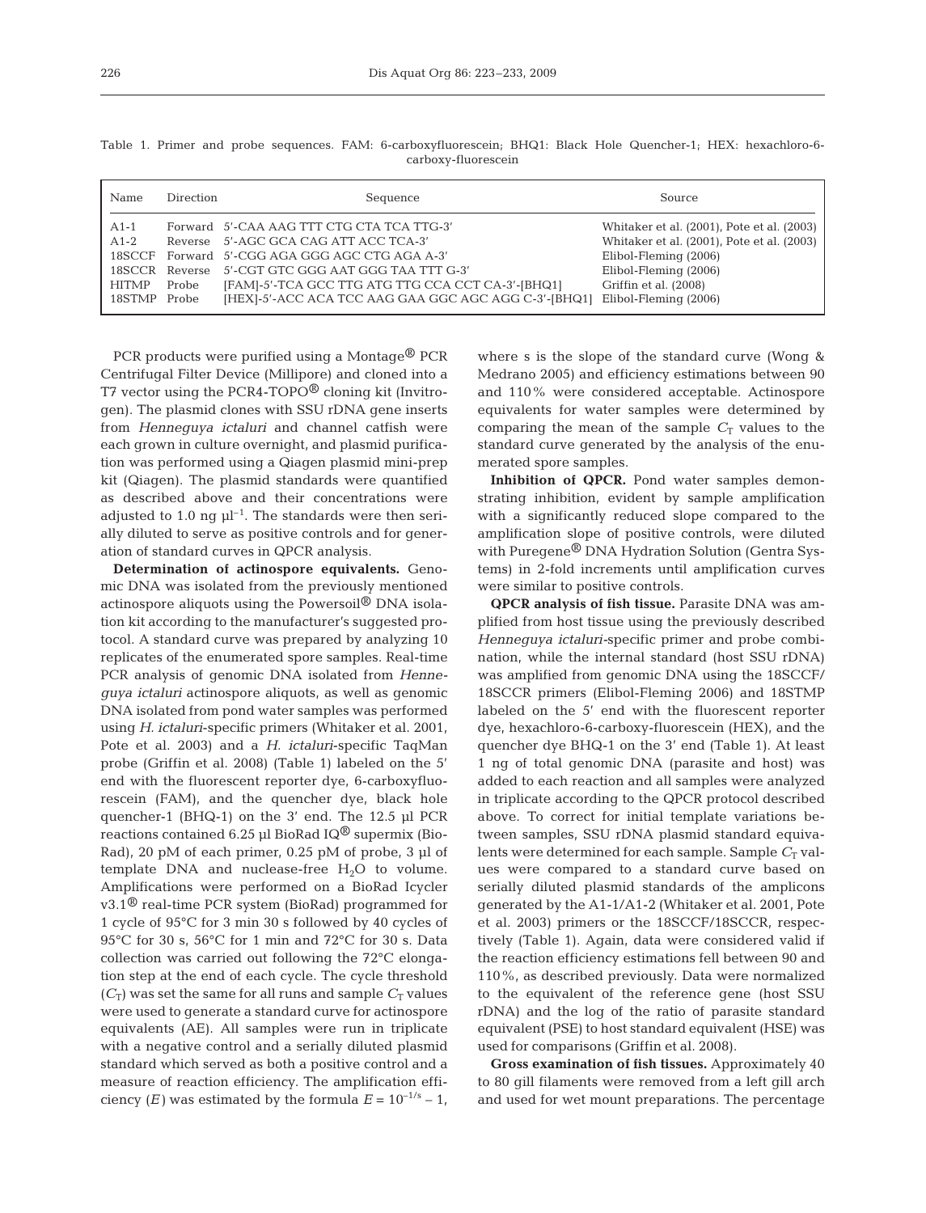Table 1. Primer and probe sequences. FAM: 6-carboxyfluorescein; BHQ1: Black Hole Quencher-1; HEX: hexachloro-6-carboxy-fluorescein

| Name | Direction | Sequence | Source |
|---|---|---|---|
| A1-1 | Forward | 5′-CAA AAG TTT CTG CTA TCA TTG-3′ | Whitaker et al. (2001), Pote et al. (2003) |
| A1-2 | Reverse | 5′-AGC GCA CAG ATT ACC TCA-3′ | Whitaker et al. (2001), Pote et al. (2003) |
| 18SCCF | Forward | 5′-CGG AGA GGG AGC CTG AGA A-3′ | Elibol-Fleming (2006) |
| 18SCCR | Reverse | 5′-CGT GTC GGG AAT GGG TAA TTT G-3′ | Elibol-Fleming (2006) |
| HITMP | Probe | [FAM]-5′-TCA GCC TTG ATG TTG CCA CCT CA-3′-[BHQ1] | Griffin et al. (2008) |
| 18STMP | Probe | [HEX]-5′-ACC ACA TCC AAG GAA GGC AGC AGG C-3′-[BHQ1] | Elibol-Fleming (2006) |

PCR products were purified using a Montage® PCR Centrifugal Filter Device (Millipore) and cloned into a T7 vector using the PCR4-TOPO® cloning kit (Invitrogen). The plasmid clones with SSU rDNA gene inserts from *Henneguya ictaluri* and channel catfish were each grown in culture overnight, and plasmid purification was performed using a Qiagen plasmid mini-prep kit (Qiagen). The plasmid standards were quantified as described above and their concentrations were adjusted to 1.0 ng $\mu l^{-1}$. The standards were then serially diluted to serve as positive controls and for generation of standard curves in QPCR analysis.

**Determination of actinospore equivalents.** Genomic DNA was isolated from the previously mentioned actinospore aliquots using the Powersoil® DNA isolation kit according to the manufacturer's suggested protocol. A standard curve was prepared by analyzing 10 replicates of the enumerated spore samples. Real-time PCR analysis of genomic DNA isolated from *Henneguya ictaluri* actinospore aliquots, as well as genomic DNA isolated from pond water samples was performed using *H. ictaluri*-specific primers (Whitaker et al. 2001, Pote et al. 2003) and a *H. ictaluri*-specific TaqMan probe (Griffin et al. 2008) (Table 1) labeled on the 5′ end with the fluorescent reporter dye, 6-carboxyfluorescein (FAM), and the quencher dye, black hole quencher-1 (BHQ-1) on the 3′ end. The 12.5 µl PCR reactions contained 6.25 µl BioRad IQ® supermix (BioRad), 20 pM of each primer, 0.25 pM of probe, 3 µl of template DNA and nuclease-free $H_2O$ to volume. Amplifications were performed on a BioRad Icycler v3.1® real-time PCR system (BioRad) programmed for 1 cycle of 95°C for 3 min 30 s followed by 40 cycles of 95°C for 30 s, 56°C for 1 min and 72°C for 30 s. Data collection was carried out following the 72°C elongation step at the end of each cycle. The cycle threshold ($C_T$) was set the same for all runs and sample $C_T$ values were used to generate a standard curve for actinospore equivalents (AE). All samples were run in triplicate with a negative control and a serially diluted plasmid standard which served as both a positive control and a measure of reaction efficiency. The amplification efficiency ($E$) was estimated by the formula $E = 10^{-1/s} - 1$, where s is the slope of the standard curve (Wong & Medrano 2005) and efficiency estimations between 90 and 110% were considered acceptable. Actinospore equivalents for water samples were determined by comparing the mean of the sample $C_T$ values to the standard curve generated by the analysis of the enumerated spore samples.

**Inhibition of QPCR.** Pond water samples demonstrating inhibition, evident by sample amplification with a significantly reduced slope compared to the amplification slope of positive controls, were diluted with Puregene® DNA Hydration Solution (Gentra Systems) in 2-fold increments until amplification curves were similar to positive controls.

**QPCR analysis of fish tissue.** Parasite DNA was amplified from host tissue using the previously described *Henneguya ictaluri*-specific primer and probe combination, while the internal standard (host SSU rDNA) was amplified from genomic DNA using the 18SCCF/18SCCR primers (Elibol-Fleming 2006) and 18STMP labeled on the 5′ end with the fluorescent reporter dye, hexachloro-6-carboxy-fluorescein (HEX), and the quencher dye BHQ-1 on the 3′ end (Table 1). At least 1 ng of total genomic DNA (parasite and host) was added to each reaction and all samples were analyzed in triplicate according to the QPCR protocol described above. To correct for initial template variations between samples, SSU rDNA plasmid standard equivalents were determined for each sample. Sample $C_T$ values were compared to a standard curve based on serially diluted plasmid standards of the amplicons generated by the A1-1/A1-2 (Whitaker et al. 2001, Pote et al. 2003) primers or the 18SCCF/18SCCR, respectively (Table 1). Again, data were considered valid if the reaction efficiency estimations fell between 90 and 110%, as described previously. Data were normalized to the equivalent of the reference gene (host SSU rDNA) and the log of the ratio of parasite standard equivalent (PSE) to host standard equivalent (HSE) was used for comparisons (Griffin et al. 2008).

**Gross examination of fish tissues.** Approximately 40 to 80 gill filaments were removed from a left gill arch and used for wet mount preparations. The percentage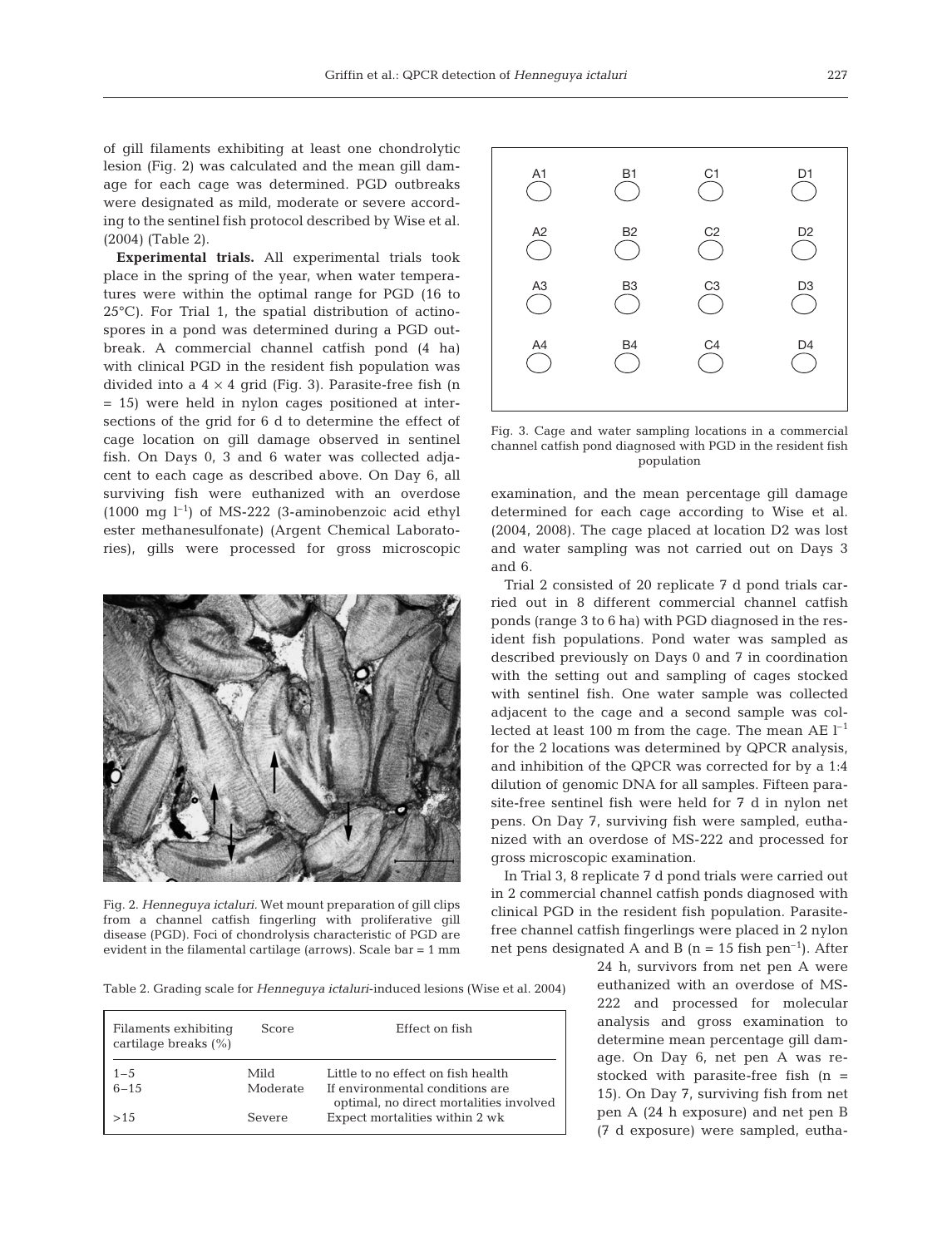of gill filaments exhibiting at least one chondrolytic lesion (Fig. 2) was calculated and the mean gill damage for each cage was determined. PGD outbreaks were designated as mild, moderate or severe according to the sentinel fish protocol described by Wise et al. (2004) (Table 2).

**Experimental trials.** All experimental trials took place in the spring of the year, when water temperatures were within the optimal range for PGD (16 to 25°C). For Trial 1, the spatial distribution of actinospores in a pond was determined during a PGD outbreak. A commercial channel catfish pond (4 ha) with clinical PGD in the resident fish population was divided into a 4 × 4 grid (Fig. 3). Parasite-free fish (n = 15) were held in nylon cages positioned at intersections of the grid for 6 d to determine the effect of cage location on gill damage observed in sentinel fish. On Days 0, 3 and 6 water was collected adjacent to each cage as described above. On Day 6, all surviving fish were euthanized with an overdose (1000 mg $l^{-1}$) of MS-222 (3-aminobenzoic acid ethyl ester methanesulfonate) (Argent Chemical Laboratories), gills were processed for gross microscopic examination, and the mean percentage gill damage determined for each cage according to Wise et al. (2004, 2008). The cage placed at location D2 was lost and water sampling was not carried out on Days 3 and 6.

Fig. 2. *Henneguya ictaluri*. Wet mount preparation of gill clips from a channel catfish fingerling with proliferative gill disease (PGD). Foci of chondrolysis characteristic of PGD are evident in the filamental cartilage (arrows). Scale bar = 1 mm

| A1 | B1 | C1 | D1 |
|---|---|---|---|
| A2 | B2 | C2 | D2 |
| A3 | B3 | C3 | D3 |
| A4 | B4 | C4 | D4 |

Fig. 3. Cage and water sampling locations in a commercial channel catfish pond diagnosed with PGD in the resident fish population

Table 2. Grading scale for *Henneguya ictaluri*-induced lesions (Wise et al. 2004)

| Filaments exhibiting cartilage breaks (%) | Score | Effect on fish |
|---|---|---|
| 1–5 | Mild | Little to no effect on fish health |
| 6–15 | Moderate | If environmental conditions are optimal, no direct mortalities involved |
| >15 | Severe | Expect mortalities within 2 wk |

Trial 2 consisted of 20 replicate 7 d pond trials carried out in 8 different commercial channel catfish ponds (range 3 to 6 ha) with PGD diagnosed in the resident fish populations. Pond water was sampled as described previously on Days 0 and 7 in coordination with the setting out and sampling of cages stocked with sentinel fish. One water sample was collected adjacent to the cage and a second sample was collected at least 100 m from the cage. The mean AE $l^{-1}$ for the 2 locations was determined by QPCR analysis, and inhibition of the QPCR was corrected for by a 1:4 dilution of genomic DNA for all samples. Fifteen parasite-free sentinel fish were held for 7 d in nylon net pens. On Day 7, surviving fish were sampled, euthanized with an overdose of MS-222 and processed for gross microscopic examination.

In Trial 3, 8 replicate 7 d pond trials were carried out in 2 commercial channel catfish ponds diagnosed with clinical PGD in the resident fish population. Parasite-free channel catfish fingerlings were placed in 2 nylon net pens designated A and B (n = 15 fish $pen^{-1}$). After 24 h, survivors from net pen A were euthanized with an overdose of MS-222 and processed for molecular analysis and gross examination to determine mean percentage gill damage. On Day 6, net pen A was restocked with parasite-free fish (n = 15). On Day 7, surviving fish from net pen A (24 h exposure) and net pen B (7 d exposure) were sampled, eutha-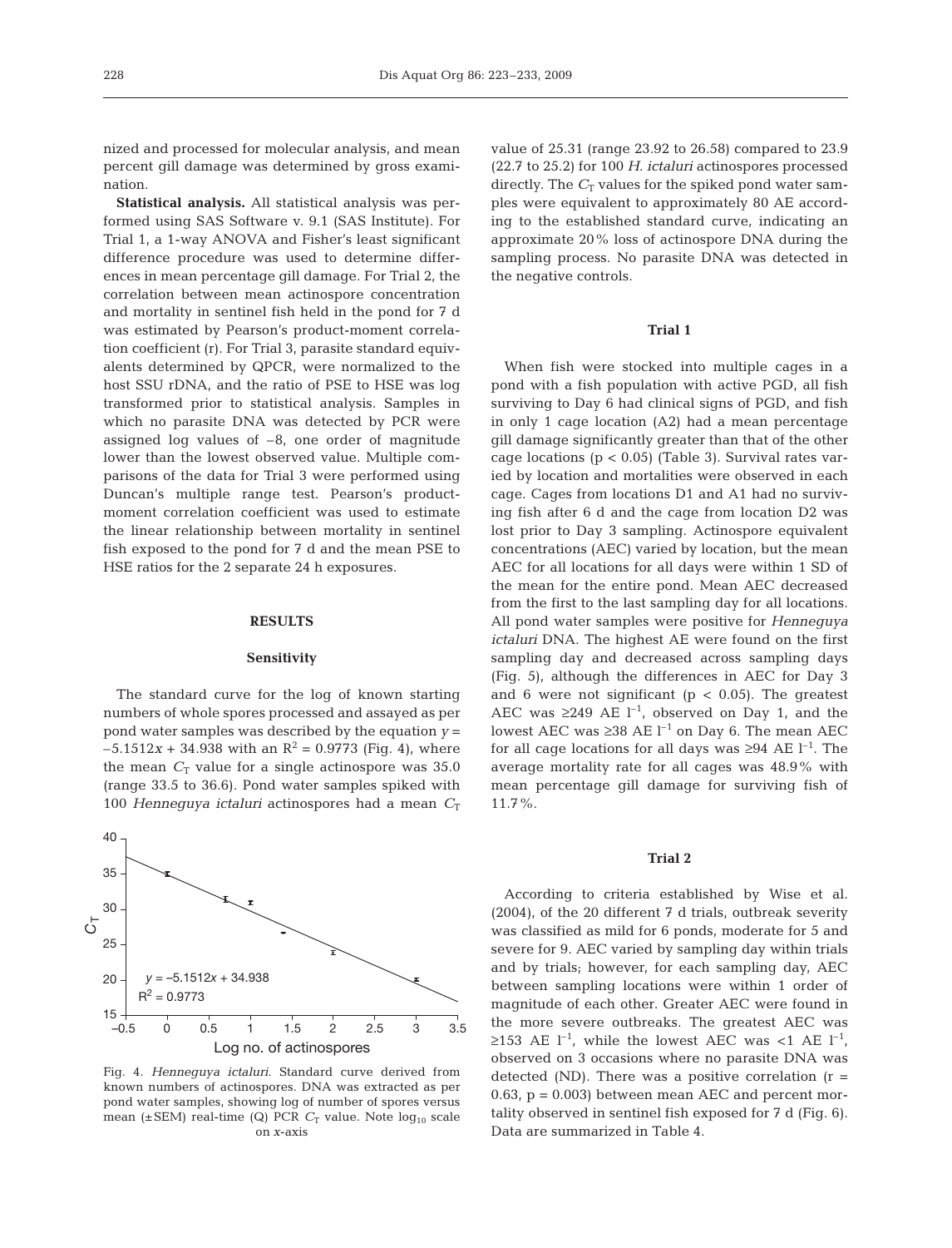nized and processed for molecular analysis, and mean percent gill damage was determined by gross examination.

**Statistical analysis.** All statistical analysis was performed using SAS Software v. 9.1 (SAS Institute). For Trial 1, a 1-way ANOVA and Fisher's least significant difference procedure was used to determine differences in mean percentage gill damage. For Trial 2, the correlation between mean actinospore concentration and mortality in sentinel fish held in the pond for 7 d was estimated by Pearson's product-moment correlation coefficient (r). For Trial 3, parasite standard equivalents determined by QPCR, were normalized to the host SSU rDNA, and the ratio of PSE to HSE was log transformed prior to statistical analysis. Samples in which no parasite DNA was detected by PCR were assigned log values of –8, one order of magnitude lower than the lowest observed value. Multiple comparisons of the data for Trial 3 were performed using Duncan's multiple range test. Pearson's product-moment correlation coefficient was used to estimate the linear relationship between mortality in sentinel fish exposed to the pond for 7 d and the mean PSE to HSE ratios for the 2 separate 24 h exposures.

## RESULTS

### Sensitivity

The standard curve for the log of known starting numbers of whole spores processed and assayed as per pond water samples was described by the equation $y = -5.1512x + 34.938$ with an $R^2 = 0.9773$ (Fig. 4), where the mean $C_T$ value for a single actinospore was 35.0 (range 33.5 to 36.6). Pond water samples spiked with 100 *Henneguya ictaluri* actinospores had a mean $C_T$ value of 25.31 (range 23.92 to 26.58) compared to 23.9 (22.7 to 25.2) for 100 *H. ictaluri* actinospores processed directly. The $C_T$ values for the spiked pond water samples were equivalent to approximately 80 AE according to the established standard curve, indicating an approximate 20% loss of actinospore DNA during the sampling process. No parasite DNA was detected in the negative controls.

Fig. 4. *Henneguya ictaluri*. Standard curve derived from known numbers of actinospores. DNA was extracted as per pond water samples, showing log of number of spores versus mean (±SEM) real-time (Q) PCR $C_T$ value. Note $\log_{10}$ scale on *x*-axis

### Trial 1

When fish were stocked into multiple cages in a pond with a fish population with active PGD, all fish surviving to Day 6 had clinical signs of PGD, and fish in only 1 cage location (A2) had a mean percentage gill damage significantly greater than that of the other cage locations ($p < 0.05$) (Table 3). Survival rates varied by location and mortalities were observed in each cage. Cages from locations D1 and A1 had no surviving fish after 6 d and the cage from location D2 was lost prior to Day 3 sampling. Actinospore equivalent concentrations (AEC) varied by location, but the mean AEC for all locations for all days were within 1 SD of the mean for the entire pond. Mean AEC decreased from the first to the last sampling day for all locations. All pond water samples were positive for *Henneguya ictaluri* DNA. The highest AE were found on the first sampling day and decreased across sampling days (Fig. 5), although the differences in AEC for Day 3 and 6 were not significant ($p < 0.05$). The greatest AEC was ≥249 AE $l^{-1}$, observed on Day 1, and the lowest AEC was ≥38 AE $l^{-1}$ on Day 6. The mean AEC for all cage locations for all days was ≥94 AE $l^{-1}$. The average mortality rate for all cages was 48.9% with mean percentage gill damage for surviving fish of 11.7%.

### Trial 2

According to criteria established by Wise et al. (2004), of the 20 different 7 d trials, outbreak severity was classified as mild for 6 ponds, moderate for 5 and severe for 9. AEC varied by sampling day within trials and by trials; however, for each sampling day, AEC between sampling locations were within 1 order of magnitude of each other. Greater AEC were found in the more severe outbreaks. The greatest AEC was ≥153 AE $l^{-1}$, while the lowest AEC was <1 AE $l^{-1}$, observed on 3 occasions where no parasite DNA was detected (ND). There was a positive correlation ($r = 0.63$, $p = 0.003$) between mean AEC and percent mortality observed in sentinel fish exposed for 7 d (Fig. 6). Data are summarized in Table 4.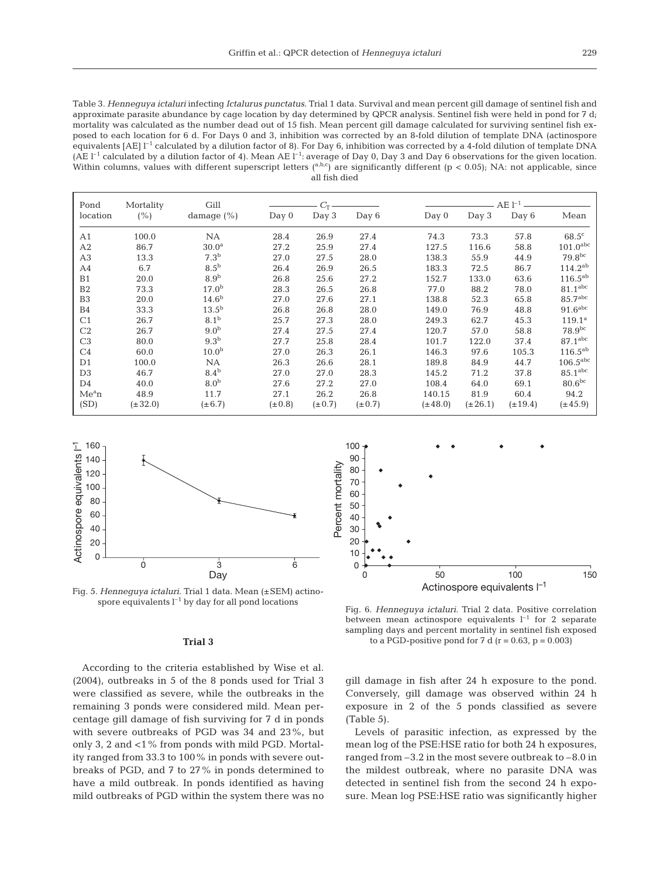Table 3. *Henneguya ictaluri* infecting *Ictalurus punctatus*. Trial 1 data. Survival and mean percent gill damage of sentinel fish and approximate parasite abundance by cage location by day determined by QPCR analysis. Sentinel fish were held in pond for 7 d; mortality was calculated as the number dead out of 15 fish. Mean percent gill damage calculated for surviving sentinel fish exposed to each location for 6 d. For Days 0 and 3, inhibition was corrected by an 8-fold dilution of template DNA (actinospore equivalents [AE] $l^{-1}$ calculated by a dilution factor of 8). For Day 6, inhibition was corrected by a 4-fold dilution of template DNA (AE $l^{-1}$ calculated by a dilution factor of 4). Mean AE $l^{-1}$: average of Day 0, Day 3 and Day 6 observations for the given location. Within columns, values with different superscript letters ([a,b,c]) are significantly different ($p < 0.05$); NA: not applicable, since all fish died

| Pond location | Mortality (%) | Gill damage (%) | $C_T$ Day 0 | $C_T$ Day 3 | $C_T$ Day 6 | AE $l^{-1}$ Day 0 | AE $l^{-1}$ Day 3 | AE $l^{-1}$ Day 6 | AE $l^{-1}$ Mean |
|---|---|---|---|---|---|---|---|---|---|
| A1 | 100.0 | NA | 28.4 | 26.9 | 27.4 | 74.3 | 73.3 | 57.8 | 68.5[c] |
| A2 | 86.7 | 30.0[a] | 27.2 | 25.9 | 27.4 | 127.5 | 116.6 | 58.8 | 101.0[abc] |
| A3 | 13.3 | 7.3[b] | 27.0 | 27.5 | 28.0 | 138.3 | 55.9 | 44.9 | 79.8[bc] |
| A4 | 6.7 | 8.5[b] | 26.4 | 26.9 | 26.5 | 183.3 | 72.5 | 86.7 | 114.2[ab] |
| B1 | 20.0 | 8.9[b] | 26.8 | 25.6 | 27.2 | 152.7 | 133.0 | 63.6 | 116.5[ab] |
| B2 | 73.3 | 17.0[b] | 28.3 | 26.5 | 26.8 | 77.0 | 88.2 | 78.0 | 81.1[abc] |
| B3 | 20.0 | 14.6[b] | 27.0 | 27.6 | 27.1 | 138.8 | 52.3 | 65.8 | 85.7[abc] |
| B4 | 33.3 | 13.5[b] | 26.8 | 26.8 | 28.0 | 149.0 | 76.9 | 48.8 | 91.6[abc] |
| C1 | 26.7 | 8.1[b] | 25.7 | 27.3 | 28.0 | 249.3 | 62.7 | 45.3 | 119.1[a] |
| C2 | 26.7 | 9.0[b] | 27.4 | 27.5 | 27.4 | 120.7 | 57.0 | 58.8 | 78.9[bc] |
| C3 | 80.0 | 9.3[b] | 27.7 | 25.8 | 28.4 | 101.7 | 122.0 | 37.4 | 87.1[abc] |
| C4 | 60.0 | 10.0[b] | 27.0 | 26.3 | 26.1 | 146.3 | 97.6 | 105.3 | 116.5[ab] |
| D1 | 100.0 | NA | 26.3 | 26.6 | 28.1 | 189.8 | 84.9 | 44.7 | 106.5[abc] |
| D3 | 46.7 | 8.4[b] | 27.0 | 27.0 | 28.3 | 145.2 | 71.2 | 37.8 | 85.1[abc] |
| D4 | 40.0 | 8.0[b] | 27.6 | 27.2 | 27.0 | 108.4 | 64.0 | 69.1 | 80.6[bc] |
| Me[a]n | 48.9 | 11.7 | 27.1 | 26.2 | 26.8 | 140.15 | 81.9 | 60.4 | 94.2 |
| (SD) | (±32.0) | (±6.7) | (±0.8) | (±0.7) | (±0.7) | (±48.0) | (±26.1) | (±19.4) | (±45.9) |

Fig. 5. *Henneguya ictaluri*. Trial 1 data. Mean (±SEM) actinospore equivalents $l^{-1}$ by day for all pond locations

Fig. 6. *Henneguya ictaluri*. Trial 2 data. Positive correlation between mean actinospore equivalents $l^{-1}$ for 2 separate sampling days and percent mortality in sentinel fish exposed to a PGD-positive pond for 7 d ($r = 0.63$, $p = 0.003$)

**Trial 3**

According to the criteria established by Wise et al. (2004), outbreaks in 5 of the 8 ponds used for Trial 3 were classified as severe, while the outbreaks in the remaining 3 ponds were considered mild. Mean percentage gill damage of fish surviving for 7 d in ponds with severe outbreaks of PGD was 34 and 23%, but only 3, 2 and <1% from ponds with mild PGD. Mortality ranged from 33.3 to 100% in ponds with severe outbreaks of PGD, and 7 to 27% in ponds determined to have a mild outbreak. In ponds identified as having mild outbreaks of PGD within the system there was no gill damage in fish after 24 h exposure to the pond. Conversely, gill damage was observed within 24 h exposure in 2 of the 5 ponds classified as severe (Table 5).

Levels of parasitic infection, as expressed by the mean log of the PSE:HSE ratio for both 24 h exposures, ranged from –3.2 in the most severe outbreak to –8.0 in the mildest outbreak, where no parasite DNA was detected in sentinel fish from the second 24 h exposure. Mean log PSE:HSE ratio was significantly higher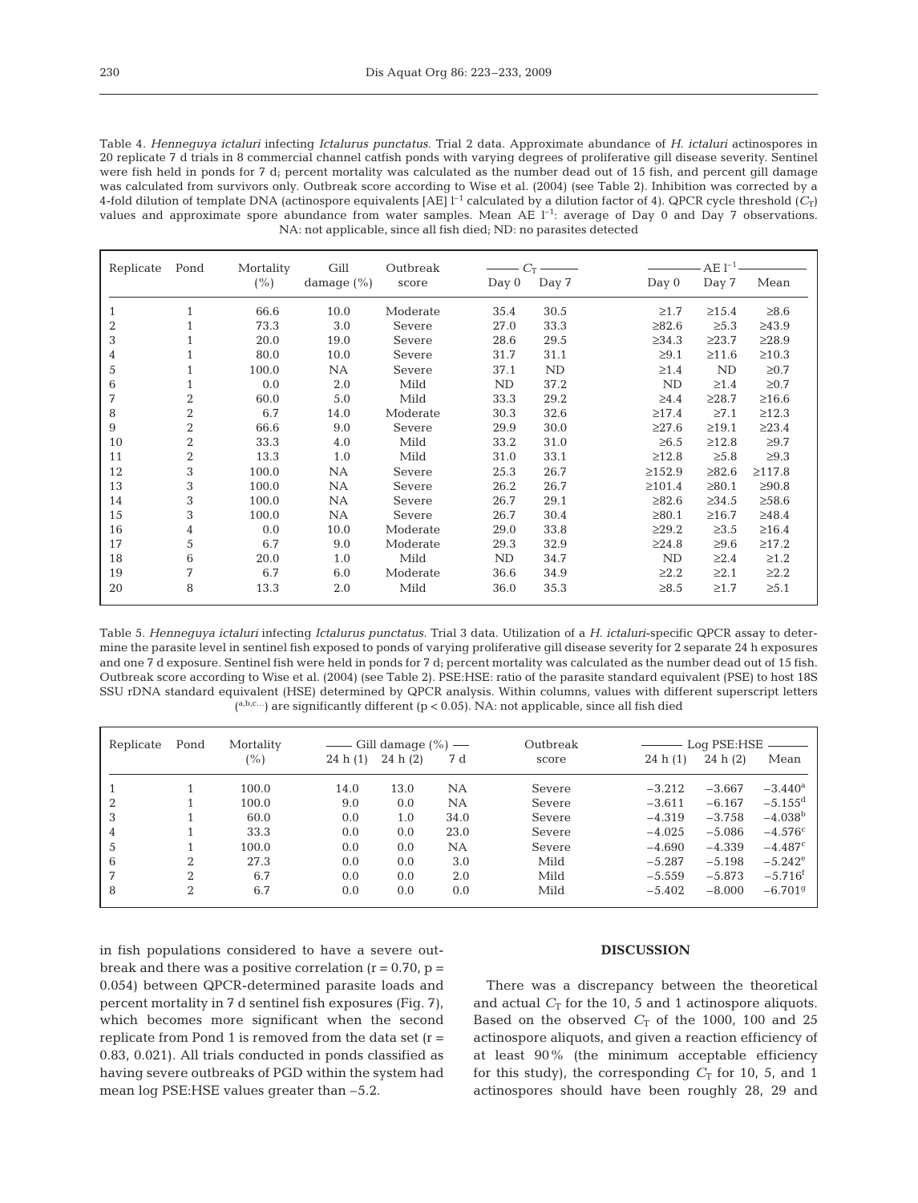Table 4. *Henneguya ictaluri* infecting *Ictalurus punctatus*. Trial 2 data. Approximate abundance of *H. ictaluri* actinospores in 20 replicate 7 d trials in 8 commercial channel catfish ponds with varying degrees of proliferative gill disease severity. Sentinel were fish held in ponds for 7 d; percent mortality was calculated as the number dead out of 15 fish, and percent gill damage was calculated from survivors only. Outbreak score according to Wise et al. (2004) (see Table 2). Inhibition was corrected by a 4-fold dilution of template DNA (actinospore equivalents [AE] $l^{-1}$ calculated by a dilution factor of 4). QPCR cycle threshold ($C_T$) values and approximate spore abundance from water samples. Mean AE $l^{-1}$: average of Day 0 and Day 7 observations. NA: not applicable, since all fish died; ND: no parasites detected

| Replicate | Pond | Mortality (%) | Gill damage (%) | Outbreak score | $C_T$ | | AE $l^{-1}$ | | |
|---|---|---|---|---|---|---|---|---|---|
| | | | | | Day 0 | Day 7 | Day 0 | Day 7 | Mean |
| 1 | 1 | 66.6 | 10.0 | Moderate | 35.4 | 30.5 | ≥1.7 | ≥15.4 | ≥8.6 |
| 2 | 1 | 73.3 | 3.0 | Severe | 27.0 | 33.3 | ≥82.6 | ≥5.3 | ≥43.9 |
| 3 | 1 | 20.0 | 19.0 | Severe | 28.6 | 29.5 | ≥34.3 | ≥23.7 | ≥28.9 |
| 4 | 1 | 80.0 | 10.0 | Severe | 31.7 | 31.1 | ≥9.1 | ≥11.6 | ≥10.3 |
| 5 | 1 | 100.0 | NA | Severe | 37.1 | ND | ≥1.4 | ND | ≥0.7 |
| 6 | 1 | 0.0 | 2.0 | Mild | ND | 37.2 | ND | ≥1.4 | ≥0.7 |
| 7 | 2 | 60.0 | 5.0 | Mild | 33.3 | 29.2 | ≥4.4 | ≥28.7 | ≥16.6 |
| 8 | 2 | 6.7 | 14.0 | Moderate | 30.3 | 32.6 | ≥17.4 | ≥7.1 | ≥12.3 |
| 9 | 2 | 66.6 | 9.0 | Severe | 29.9 | 30.0 | ≥27.6 | ≥19.1 | ≥23.4 |
| 10 | 2 | 33.3 | 4.0 | Mild | 33.2 | 31.0 | ≥6.5 | ≥12.8 | ≥9.7 |
| 11 | 2 | 13.3 | 1.0 | Mild | 31.0 | 33.1 | ≥12.8 | ≥5.8 | ≥9.3 |
| 12 | 3 | 100.0 | NA | Severe | 25.3 | 26.7 | ≥152.9 | ≥82.6 | ≥117.8 |
| 13 | 3 | 100.0 | NA | Severe | 26.2 | 26.7 | ≥101.4 | ≥80.1 | ≥90.8 |
| 14 | 3 | 100.0 | NA | Severe | 26.7 | 29.1 | ≥82.6 | ≥34.5 | ≥58.6 |
| 15 | 3 | 100.0 | NA | Severe | 26.7 | 30.4 | ≥80.1 | ≥16.7 | ≥48.4 |
| 16 | 4 | 0.0 | 10.0 | Moderate | 29.0 | 33.8 | ≥29.2 | ≥3.5 | ≥16.4 |
| 17 | 5 | 6.7 | 9.0 | Moderate | 29.3 | 32.9 | ≥24.8 | ≥9.6 | ≥17.2 |
| 18 | 6 | 20.0 | 1.0 | Mild | ND | 34.7 | ND | ≥2.4 | ≥1.2 |
| 19 | 7 | 6.7 | 6.0 | Moderate | 36.6 | 34.9 | ≥2.2 | ≥2.1 | ≥2.2 |
| 20 | 8 | 13.3 | 2.0 | Mild | 36.0 | 35.3 | ≥8.5 | ≥1.7 | ≥5.1 |

Table 5. *Henneguya ictaluri* infecting *Ictalurus punctatus*. Trial 3 data. Utilization of a *H. ictaluri*-specific QPCR assay to determine the parasite level in sentinel fish exposed to ponds of varying proliferative gill disease severity for 2 separate 24 h exposures and one 7 d exposure. Sentinel fish were held in ponds for 7 d; percent mortality was calculated as the number dead out of 15 fish. Outbreak score according to Wise et al. (2004) (see Table 2). PSE:HSE: ratio of the parasite standard equivalent (PSE) to host 18S SSU rDNA standard equivalent (HSE) determined by QPCR analysis. Within columns, values with different superscript letters ([a,b,c...]) are significantly different ($p < 0.05$). NA: not applicable, since all fish died

| Replicate | Pond | Mortality (%) | Gill damage (%) | | | Outbreak score | Log PSE:HSE | | |
|---|---|---|---|---|---|---|---|---|---|
| | | | 24 h (1) | 24 h (2) | 7 d | | 24 h (1) | 24 h (2) | Mean |
| 1 | 1 | 100.0 | 14.0 | 13.0 | NA | Severe | −3.212 | −3.667 | −3.440[a] |
| 2 | 1 | 100.0 | 9.0 | 0.0 | NA | Severe | −3.611 | −6.167 | −5.155[d] |
| 3 | 1 | 60.0 | 0.0 | 1.0 | 34.0 | Severe | −4.319 | −3.758 | −4.038[b] |
| 4 | 1 | 33.3 | 0.0 | 0.0 | 23.0 | Severe | −4.025 | −5.086 | −4.576[c] |
| 5 | 1 | 100.0 | 0.0 | 0.0 | NA | Severe | −4.690 | −4.339 | −4.487[c] |
| 6 | 2 | 27.3 | 0.0 | 0.0 | 3.0 | Mild | −5.287 | −5.198 | −5.242[e] |
| 7 | 2 | 6.7 | 0.0 | 0.0 | 2.0 | Mild | −5.559 | −5.873 | −5.716[f] |
| 8 | 2 | 6.7 | 0.0 | 0.0 | 0.0 | Mild | −5.402 | −8.000 | −6.701[g] |

in fish populations considered to have a severe outbreak and there was a positive correlation ($r = 0.70$, $p = 0.054$) between QPCR-determined parasite loads and percent mortality in 7 d sentinel fish exposures (Fig. 7), which becomes more significant when the second replicate from Pond 1 is removed from the data set ($r = 0.83$, 0.021). All trials conducted in ponds classified as having severe outbreaks of PGD within the system had mean log PSE:HSE values greater than −5.2.

## DISCUSSION

There was a discrepancy between the theoretical and actual $C_T$ for the 10, 5 and 1 actinospore aliquots. Based on the observed $C_T$ of the 1000, 100 and 25 actinospore aliquots, and given a reaction efficiency of at least 90% (the minimum acceptable efficiency for this study), the corresponding $C_T$ for 10, 5, and 1 actinospores should have been roughly 28, 29 and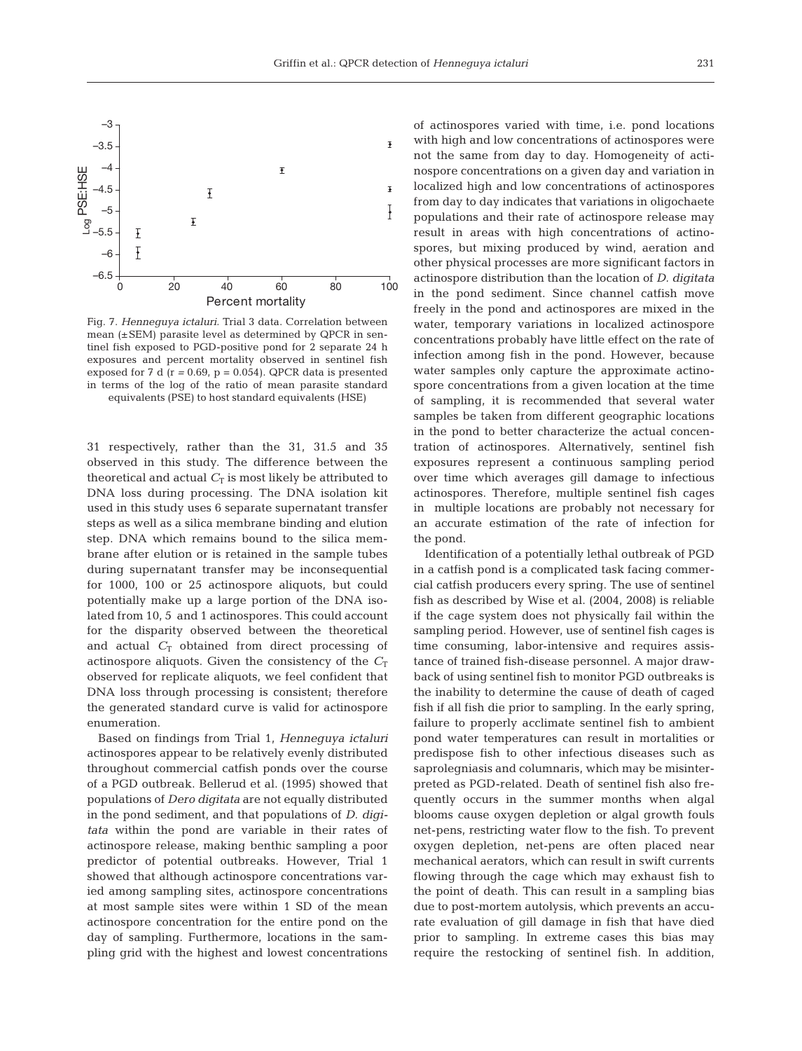Fig. 7. *Henneguya ictaluri*. Trial 3 data. Correlation between mean (±SEM) parasite level as determined by QPCR in sentinel fish exposed to PGD-positive pond for 2 separate 24 h exposures and percent mortality observed in sentinel fish exposed for 7 d ($r = 0.69$, $p = 0.054$). QPCR data is presented in terms of the log of the ratio of mean parasite standard equivalents (PSE) to host standard equivalents (HSE)

31 respectively, rather than the 31, 31.5 and 35 observed in this study. The difference between the theoretical and actual $C_T$ is most likely be attributed to DNA loss during processing. The DNA isolation kit used in this study uses 6 separate supernatant transfer steps as well as a silica membrane binding and elution step. DNA which remains bound to the silica membrane after elution or is retained in the sample tubes during supernatant transfer may be inconsequential for 1000, 100 or 25 actinospore aliquots, but could potentially make up a large portion of the DNA isolated from 10, 5 and 1 actinospores. This could account for the disparity observed between the theoretical and actual $C_T$ obtained from direct processing of actinospore aliquots. Given the consistency of the $C_T$ observed for replicate aliquots, we feel confident that DNA loss through processing is consistent; therefore the generated standard curve is valid for actinospore enumeration.

Based on findings from Trial 1, *Henneguya ictaluri* actinospores appear to be relatively evenly distributed throughout commercial catfish ponds over the course of a PGD outbreak. Bellerud et al. (1995) showed that populations of *Dero digitata* are not equally distributed in the pond sediment, and that populations of *D. digitata* within the pond are variable in their rates of actinospore release, making benthic sampling a poor predictor of potential outbreaks. However, Trial 1 showed that although actinospore concentrations varied among sampling sites, actinospore concentrations at most sample sites were within 1 SD of the mean actinospore concentration for the entire pond on the day of sampling. Furthermore, locations in the sampling grid with the highest and lowest concentrations of actinospores varied with time, i.e. pond locations with high and low concentrations of actinospores were not the same from day to day. Homogeneity of actinospore concentrations on a given day and variation in localized high and low concentrations of actinospores from day to day indicates that variations in oligochaete populations and their rate of actinospore release may result in areas with high concentrations of actinospores, but mixing produced by wind, aeration and other physical processes are more significant factors in actinospore distribution than the location of *D. digitata* in the pond sediment. Since channel catfish move freely in the pond and actinospores are mixed in the water, temporary variations in localized actinospore concentrations probably have little effect on the rate of infection among fish in the pond. However, because water samples only capture the approximate actinospore concentrations from a given location at the time of sampling, it is recommended that several water samples be taken from different geographic locations in the pond to better characterize the actual concentration of actinospores. Alternatively, sentinel fish exposures represent a continuous sampling period over time which averages gill damage to infectious actinospores. Therefore, multiple sentinel fish cages in multiple locations are probably not necessary for an accurate estimation of the rate of infection for the pond.

Identification of a potentially lethal outbreak of PGD in a catfish pond is a complicated task facing commercial catfish producers every spring. The use of sentinel fish as described by Wise et al. (2004, 2008) is reliable if the cage system does not physically fail within the sampling period. However, use of sentinel fish cages is time consuming, labor-intensive and requires assistance of trained fish-disease personnel. A major drawback of using sentinel fish to monitor PGD outbreaks is the inability to determine the cause of death of caged fish if all fish die prior to sampling. In the early spring, failure to properly acclimate sentinel fish to ambient pond water temperatures can result in mortalities or predispose fish to other infectious diseases such as saprolegniasis and columnaris, which may be misinterpreted as PGD-related. Death of sentinel fish also frequently occurs in the summer months when algal blooms cause oxygen depletion or algal growth fouls net-pens, restricting water flow to the fish. To prevent oxygen depletion, net-pens are often placed near mechanical aerators, which can result in swift currents flowing through the cage which may exhaust fish to the point of death. This can result in a sampling bias due to post-mortem autolysis, which prevents an accurate evaluation of gill damage in fish that have died prior to sampling. In extreme cases this bias may require the restocking of sentinel fish. In addition,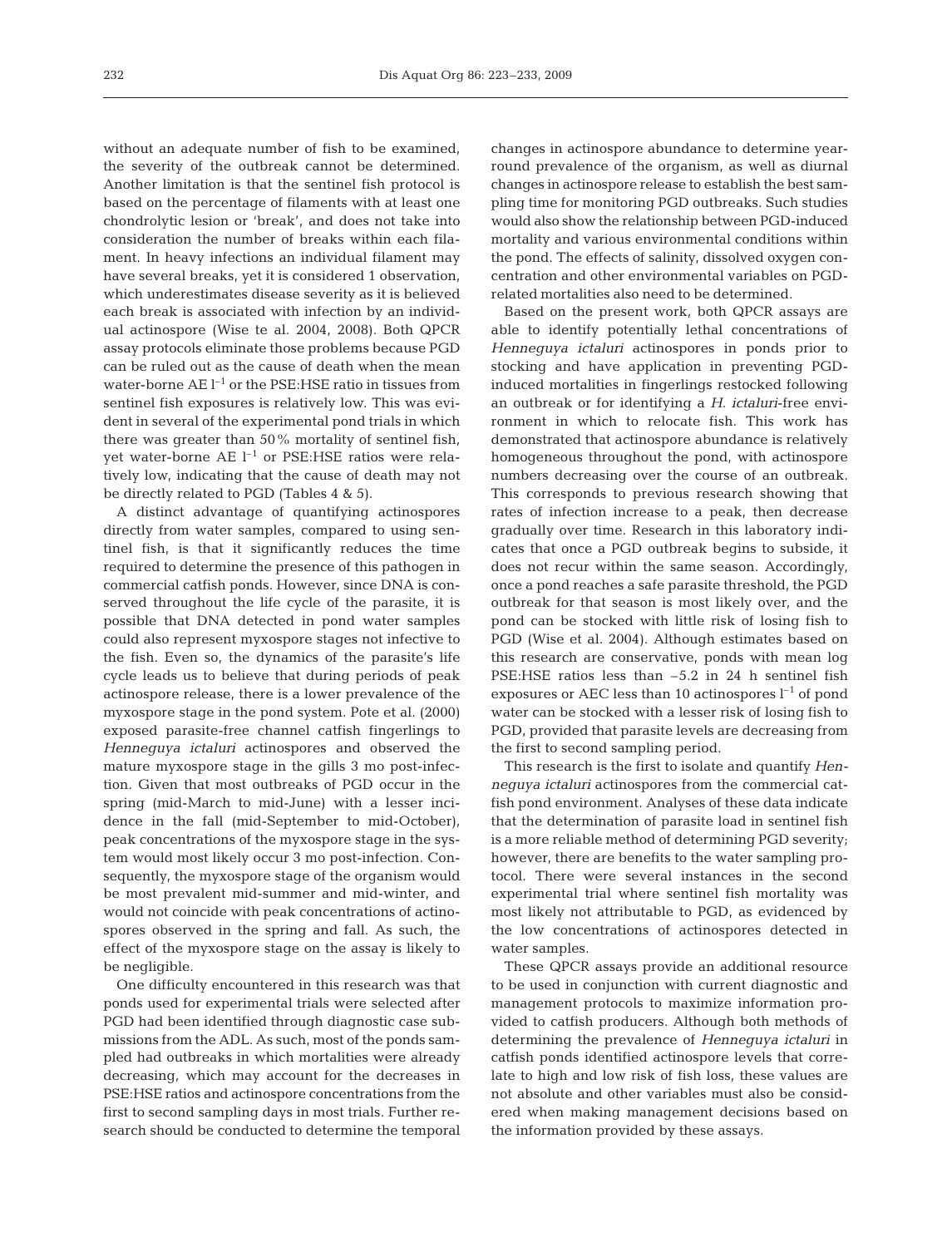without an adequate number of fish to be examined, the severity of the outbreak cannot be determined. Another limitation is that the sentinel fish protocol is based on the percentage of filaments with at least one chondrolytic lesion or 'break', and does not take into consideration the number of breaks within each filament. In heavy infections an individual filament may have several breaks, yet it is considered 1 observation, which underestimates disease severity as it is believed each break is associated with infection by an individual actinospore (Wise te al. 2004, 2008). Both QPCR assay protocols eliminate those problems because PGD can be ruled out as the cause of death when the mean water-borne AE $l^{-1}$ or the PSE:HSE ratio in tissues from sentinel fish exposures is relatively low. This was evident in several of the experimental pond trials in which there was greater than 50% mortality of sentinel fish, yet water-borne AE $l^{-1}$ or PSE:HSE ratios were relatively low, indicating that the cause of death may not be directly related to PGD (Tables 4 & 5).

A distinct advantage of quantifying actinospores directly from water samples, compared to using sentinel fish, is that it significantly reduces the time required to determine the presence of this pathogen in commercial catfish ponds. However, since DNA is conserved throughout the life cycle of the parasite, it is possible that DNA detected in pond water samples could also represent myxospore stages not infective to the fish. Even so, the dynamics of the parasite's life cycle leads us to believe that during periods of peak actinospore release, there is a lower prevalence of the myxospore stage in the pond system. Pote et al. (2000) exposed parasite-free channel catfish fingerlings to *Henneguya ictaluri* actinospores and observed the mature myxospore stage in the gills 3 mo post-infection. Given that most outbreaks of PGD occur in the spring (mid-March to mid-June) with a lesser incidence in the fall (mid-September to mid-October), peak concentrations of the myxospore stage in the system would most likely occur 3 mo post-infection. Consequently, the myxospore stage of the organism would be most prevalent mid-summer and mid-winter, and would not coincide with peak concentrations of actinospores observed in the spring and fall. As such, the effect of the myxospore stage on the assay is likely to be negligible.

One difficulty encountered in this research was that ponds used for experimental trials were selected after PGD had been identified through diagnostic case submissions from the ADL. As such, most of the ponds sampled had outbreaks in which mortalities were already decreasing, which may account for the decreases in PSE:HSE ratios and actinospore concentrations from the first to second sampling days in most trials. Further research should be conducted to determine the temporal changes in actinospore abundance to determine year-round prevalence of the organism, as well as diurnal changes in actinospore release to establish the best sampling time for monitoring PGD outbreaks. Such studies would also show the relationship between PGD-induced mortality and various environmental conditions within the pond. The effects of salinity, dissolved oxygen concentration and other environmental variables on PGD-related mortalities also need to be determined.

Based on the present work, both QPCR assays are able to identify potentially lethal concentrations of *Henneguya ictaluri* actinospores in ponds prior to stocking and have application in preventing PGD-induced mortalities in fingerlings restocked following an outbreak or for identifying a *H. ictaluri*-free environment in which to relocate fish. This work has demonstrated that actinospore abundance is relatively homogeneous throughout the pond, with actinospore numbers decreasing over the course of an outbreak. This corresponds to previous research showing that rates of infection increase to a peak, then decrease gradually over time. Research in this laboratory indicates that once a PGD outbreak begins to subside, it does not recur within the same season. Accordingly, once a pond reaches a safe parasite threshold, the PGD outbreak for that season is most likely over, and the pond can be stocked with little risk of losing fish to PGD (Wise et al. 2004). Although estimates based on this research are conservative, ponds with mean log PSE:HSE ratios less than –5.2 in 24 h sentinel fish exposures or AEC less than 10 actinospores $l^{-1}$ of pond water can be stocked with a lesser risk of losing fish to PGD, provided that parasite levels are decreasing from the first to second sampling period.

This research is the first to isolate and quantify *Henneguya ictaluri* actinospores from the commercial catfish pond environment. Analyses of these data indicate that the determination of parasite load in sentinel fish is a more reliable method of determining PGD severity; however, there are benefits to the water sampling protocol. There were several instances in the second experimental trial where sentinel fish mortality was most likely not attributable to PGD, as evidenced by the low concentrations of actinospores detected in water samples.

These QPCR assays provide an additional resource to be used in conjunction with current diagnostic and management protocols to maximize information provided to catfish producers. Although both methods of determining the prevalence of *Henneguya ictaluri* in catfish ponds identified actinospore levels that correlate to high and low risk of fish loss, these values are not absolute and other variables must also be considered when making management decisions based on the information provided by these assays.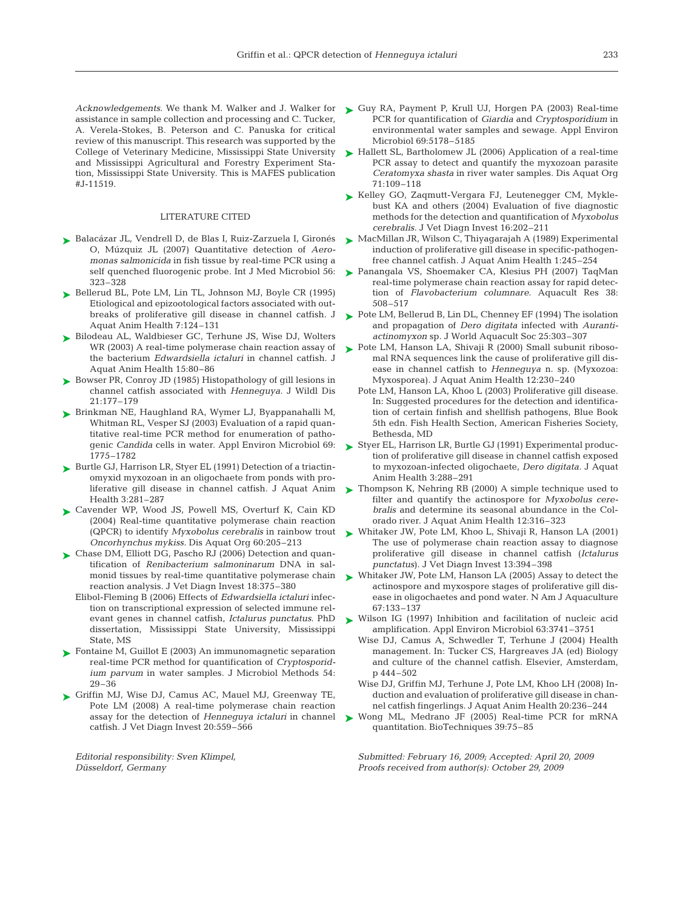*Acknowledgements.* We thank M. Walker and J. Walker for assistance in sample collection and processing and C. Tucker, A. Verela-Stokes, B. Peterson and C. Panuska for critical review of this manuscript. This research was supported by the College of Veterinary Medicine, Mississippi State University and Mississippi Agricultural and Forestry Experiment Station, Mississippi State University. This is MAFES publication #J-11519.

## LITERATURE CITED

- Balacázar JL, Vendrell D, de Blas I, Ruiz-Zarzuela I, Gironés O, Múzquiz JL (2007) Quantitative detection of *Aeromonas salmonicida* in fish tissue by real-time PCR using a self quenched fluorogenic probe. Int J Med Microbiol 56: 323–328
- Bellerud BL, Pote LM, Lin TL, Johnson MJ, Boyle CR (1995) Etiological and epizootological factors associated with outbreaks of proliferative gill disease in channel catfish. J Aquat Anim Health 7:124–131
- Bilodeau AL, Waldbieser GC, Terhune JS, Wise DJ, Wolters WR (2003) A real-time polymerase chain reaction assay of the bacterium *Edwardsiella ictaluri* in channel catfish. J Aquat Anim Health 15:80–86
- Bowser PR, Conroy JD (1985) Histopathology of gill lesions in channel catfish associated with *Henneguya*. J Wildl Dis 21:177–179
- Brinkman NE, Haughland RA, Wymer LJ, Byappanahalli M, Whitman RL, Vesper SJ (2003) Evaluation of a rapid quantitative real-time PCR method for enumeration of pathogenic *Candida* cells in water. Appl Environ Microbiol 69: 1775–1782
- Burtle GJ, Harrison LR, Styer EL (1991) Detection of a triactinomyxid myxozoan in an oligochaete from ponds with proliferative gill disease in channel catfish. J Aquat Anim Health 3:281–287
- Cavender WP, Wood JS, Powell MS, Overturf K, Cain KD (2004) Real-time quantitative polymerase chain reaction (QPCR) to identify *Myxobolus cerebralis* in rainbow trout *Oncorhynchus mykiss*. Dis Aquat Org 60:205–213
- Chase DM, Elliott DG, Pascho RJ (2006) Detection and quantification of *Renibacterium salmoninarum* DNA in salmonid tissues by real-time quantitative polymerase chain reaction analysis. J Vet Diagn Invest 18:375–380
- Elibol-Fleming B (2006) Effects of *Edwardsiella ictaluri* infection on transcriptional expression of selected immune relevant genes in channel catfish, *Ictalurus punctatus*. PhD dissertation, Mississippi State University, Mississippi State, MS
- Fontaine M, Guillot E (2003) An immunomagnetic separation real-time PCR method for quantification of *Cryptosporidium parvum* in water samples. J Microbiol Methods 54: 29–36
- Griffin MJ, Wise DJ, Camus AC, Mauel MJ, Greenway TE, Pote LM (2008) A real-time polymerase chain reaction assay for the detection of *Henneguya ictaluri* in channel catfish. J Vet Diagn Invest 20:559–566
- Guy RA, Payment P, Krull UJ, Horgen PA (2003) Real-time PCR for quantification of *Giardia* and *Cryptosporidium* in environmental water samples and sewage. Appl Environ Microbiol 69:5178–5185
- Hallett SL, Bartholomew JL (2006) Application of a real-time PCR assay to detect and quantify the myxozoan parasite *Ceratomyxa shasta* in river water samples. Dis Aquat Org 71:109–118
- Kelley GO, Zaqmutt-Vergara FJ, Leutenegger CM, Myklebust KA and others (2004) Evaluation of five diagnostic methods for the detection and quantification of *Myxobolus cerebralis*. J Vet Diagn Invest 16:202–211
- MacMillan JR, Wilson C, Thiyagarajah A (1989) Experimental induction of proliferative gill disease in specific-pathogen-free channel catfish. J Aquat Anim Health 1:245–254
- Panangala VS, Shoemaker CA, Klesius PH (2007) TaqMan real-time polymerase chain reaction assay for rapid detection of *Flavobacterium columnare*. Aquacult Res 38: 508–517
- Pote LM, Bellerud B, Lin DL, Chenney EF (1994) The isolation and propagation of *Dero digitata* infected with *Aurantiactinomyxon* sp. J World Aquacult Soc 25:303–307
- Pote LM, Hanson LA, Shivaji R (2000) Small subunit ribosomal RNA sequences link the cause of proliferative gill disease in channel catfish to *Henneguya* n. sp. (Myxozoa: Myxosporea). J Aquat Anim Health 12:230–240
- Pote LM, Hanson LA, Khoo L (2003) Proliferative gill disease. In: Suggested procedures for the detection and identification of certain finfish and shellfish pathogens, Blue Book 5th edn. Fish Health Section, American Fisheries Society, Bethesda, MD
- Styer EL, Harrison LR, Burtle GJ (1991) Experimental production of proliferative gill disease in channel catfish exposed to myxozoan-infected oligochaete, *Dero digitata*. J Aquat Anim Health 3:288–291
- Thompson K, Nehring RB (2000) A simple technique used to filter and quantify the actinospore for *Myxobolus cerebralis* and determine its seasonal abundance in the Colorado river. J Aquat Anim Health 12:316–323
- Whitaker JW, Pote LM, Khoo L, Shivaji R, Hanson LA (2001) The use of polymerase chain reaction assay to diagnose proliferative gill disease in channel catfish (*Ictalurus punctatus*). J Vet Diagn Invest 13:394–398
- Whitaker JW, Pote LM, Hanson LA (2005) Assay to detect the actinospore and myxospore stages of proliferative gill disease in oligochaetes and pond water. N Am J Aquaculture 67:133–137
- Wilson IG (1997) Inhibition and facilitation of nucleic acid amplification. Appl Environ Microbiol 63:3741–3751
- Wise DJ, Camus A, Schwedler T, Terhune J (2004) Health management. In: Tucker CS, Hargreaves JA (ed) Biology and culture of the channel catfish. Elsevier, Amsterdam, p 444–502
- Wise DJ, Griffin MJ, Terhune J, Pote LM, Khoo LH (2008) Induction and evaluation of proliferative gill disease in channel catfish fingerlings. J Aquat Anim Health 20:236–244
- Wong ML, Medrano JF (2005) Real-time PCR for mRNA quantitation. BioTechniques 39:75–85

*Editorial responsibility: Sven Klimpel, Düsseldorf, Germany*

*Submitted: February 16, 2009; Accepted: April 20, 2009*
*Proofs received from author(s): October 29, 2009*